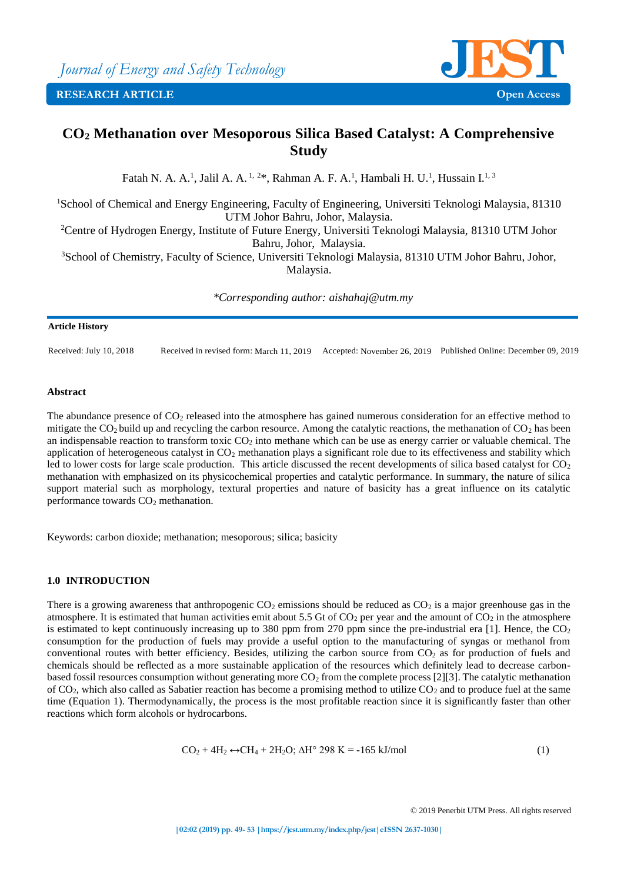Journal of Energy and Safety Technology

RESEARCH ARTICLE — Open Access

# $CO_2$ Methanation over Mesoporous Silica Based Catalyst: A Comprehensive Study

Fatah N. A. A.[1], Jalil A. A.[1, 2]*, Rahman A. F. A.[1], Hambali H. U.[1], Hussain I.[1, 3]

[1]School of Chemical and Energy Engineering, Faculty of Engineering, Universiti Teknologi Malaysia, 81310 UTM Johor Bahru, Johor, Malaysia.
[2]Centre of Hydrogen Energy, Institute of Future Energy, Universiti Teknologi Malaysia, 81310 UTM Johor Bahru, Johor, Malaysia.
[3]School of Chemistry, Faculty of Science, Universiti Teknologi Malaysia, 81310 UTM Johor Bahru, Johor, Malaysia.

*\*Corresponding author: aishahaj@utm.my*

**Article History**

Received: July 10, 2018 | Received in revised form: March 11, 2019 | Accepted: November 26, 2019 | Published Online: December 09, 2019

## Abstract

The abundance presence of $CO_2$ released into the atmosphere has gained numerous consideration for an effective method to mitigate the $CO_2$ build up and recycling the carbon resource. Among the catalytic reactions, the methanation of $CO_2$ has been an indispensable reaction to transform toxic $CO_2$ into methane which can be use as energy carrier or valuable chemical. The application of heterogeneous catalyst in $CO_2$ methanation plays a significant role due to its effectiveness and stability which led to lower costs for large scale production. This article discussed the recent developments of silica based catalyst for $CO_2$ methanation with emphasized on its physicochemical properties and catalytic performance. In summary, the nature of silica support material such as morphology, textural properties and nature of basicity has a great influence on its catalytic performance towards $CO_2$ methanation.

Keywords: carbon dioxide; methanation; mesoporous; silica; basicity

## 1.0 INTRODUCTION

There is a growing awareness that anthropogenic $CO_2$ emissions should be reduced as $CO_2$ is a major greenhouse gas in the atmosphere. It is estimated that human activities emit about 5.5 Gt of $CO_2$ per year and the amount of $CO_2$ in the atmosphere is estimated to kept continuously increasing up to 380 ppm from 270 ppm since the pre-industrial era [1]. Hence, the $CO_2$ consumption for the production of fuels may provide a useful option to the manufacturing of syngas or methanol from conventional routes with better efficiency. Besides, utilizing the carbon source from $CO_2$ as for production of fuels and chemicals should be reflected as a more sustainable application of the resources which definitely lead to decrease carbon-based fossil resources consumption without generating more $CO_2$ from the complete process [2][3]. The catalytic methanation of $CO_2$, which also called as Sabatier reaction has become a promising method to utilize $CO_2$ and to produce fuel at the same time (Equation 1). Thermodynamically, the process is the most profitable reaction since it is significantly faster than other reactions which form alcohols or hydrocarbons.

$$CO_2 + 4H_2 \leftrightarrow CH_4 + 2H_2O;\ \Delta H^{\circ}\ 298\ K = -165\ kJ/mol \quad (1)$$

© 2019 Penerbit UTM Press. All rights reserved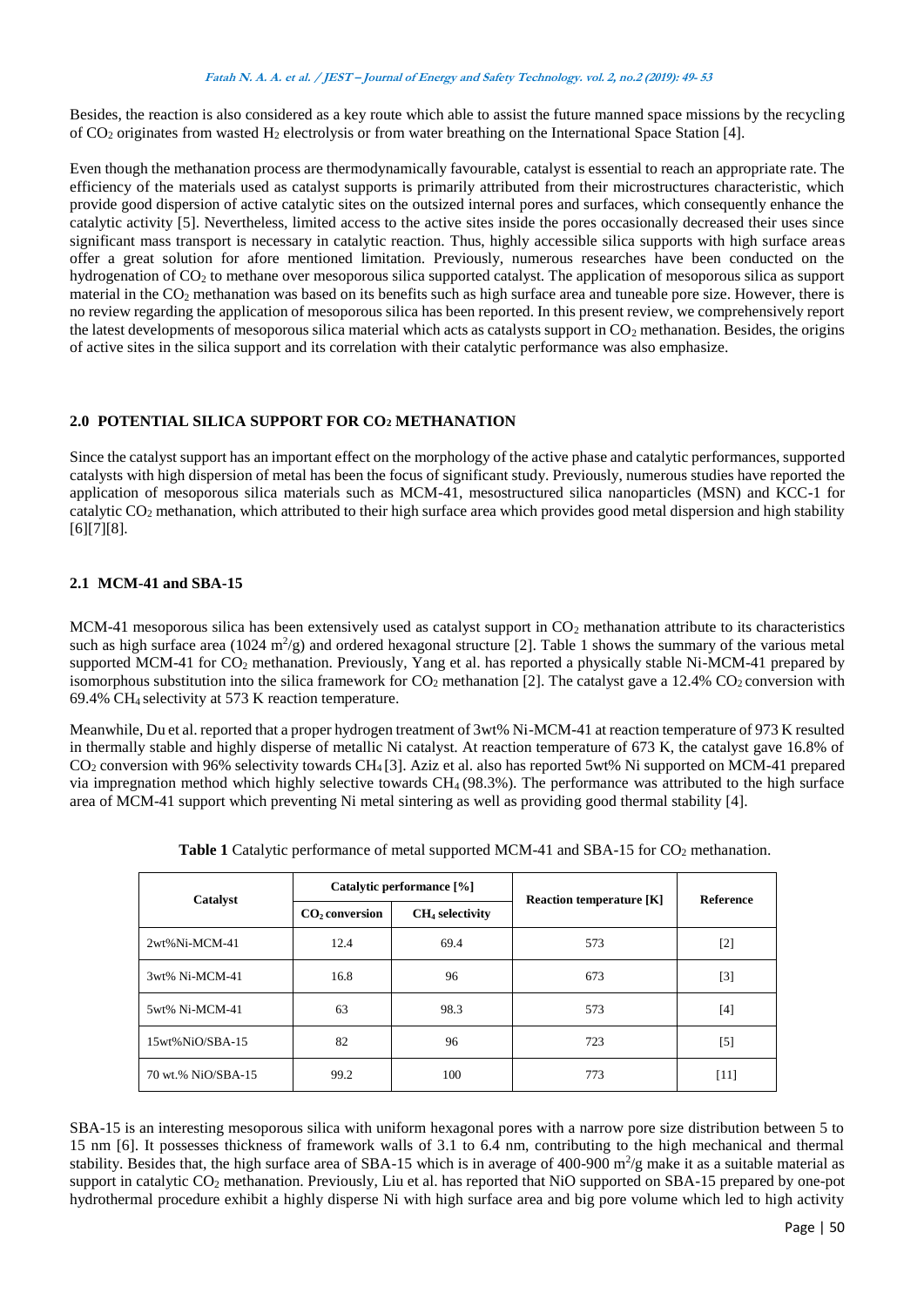Besides, the reaction is also considered as a key route which able to assist the future manned space missions by the recycling of $CO_2$ originates from wasted $H_2$ electrolysis or from water breathing on the International Space Station [4].

Even though the methanation process are thermodynamically favourable, catalyst is essential to reach an appropriate rate. The efficiency of the materials used as catalyst supports is primarily attributed from their microstructures characteristic, which provide good dispersion of active catalytic sites on the outsized internal pores and surfaces, which consequently enhance the catalytic activity [5]. Nevertheless, limited access to the active sites inside the pores occasionally decreased their uses since significant mass transport is necessary in catalytic reaction. Thus, highly accessible silica supports with high surface areas offer a great solution for afore mentioned limitation. Previously, numerous researches have been conducted on the hydrogenation of $CO_2$ to methane over mesoporous silica supported catalyst. The application of mesoporous silica as support material in the $CO_2$ methanation was based on its benefits such as high surface area and tuneable pore size. However, there is no review regarding the application of mesoporous silica has been reported. In this present review, we comprehensively report the latest developments of mesoporous silica material which acts as catalysts support in $CO_2$ methanation. Besides, the origins of active sites in the silica support and its correlation with their catalytic performance was also emphasize.

## 2.0 POTENTIAL SILICA SUPPORT FOR $CO_2$ METHANATION

Since the catalyst support has an important effect on the morphology of the active phase and catalytic performances, supported catalysts with high dispersion of metal has been the focus of significant study. Previously, numerous studies have reported the application of mesoporous silica materials such as MCM-41, mesostructured silica nanoparticles (MSN) and KCC-1 for catalytic $CO_2$ methanation, which attributed to their high surface area which provides good metal dispersion and high stability [6][7][8].

### 2.1 MCM-41 and SBA-15

MCM-41 mesoporous silica has been extensively used as catalyst support in $CO_2$ methanation attribute to its characteristics such as high surface area (1024 $m^2/g$) and ordered hexagonal structure [2]. Table 1 shows the summary of the various metal supported MCM-41 for $CO_2$ methanation. Previously, Yang et al. has reported a physically stable Ni-MCM-41 prepared by isomorphous substitution into the silica framework for $CO_2$ methanation [2]. The catalyst gave a 12.4% $CO_2$ conversion with 69.4% $CH_4$ selectivity at 573 K reaction temperature.

Meanwhile, Du et al. reported that a proper hydrogen treatment of 3wt% Ni-MCM-41 at reaction temperature of 973 K resulted in thermally stable and highly disperse of metallic Ni catalyst. At reaction temperature of 673 K, the catalyst gave 16.8% of $CO_2$ conversion with 96% selectivity towards $CH_4$ [3]. Aziz et al. also has reported 5wt% Ni supported on MCM-41 prepared via impregnation method which highly selective towards $CH_4$ (98.3%). The performance was attributed to the high surface area of MCM-41 support which preventing Ni metal sintering as well as providing good thermal stability [4].

**Table 1** Catalytic performance of metal supported MCM-41 and SBA-15 for $CO_2$ methanation.

| Catalyst | Catalytic performance [%] | | Reaction temperature [K] | Reference |
|---|---|---|---|---|
| | $CO_2$ conversion | $CH_4$ selectivity | | |
| 2wt%Ni-MCM-41 | 12.4 | 69.4 | 573 | [2] |
| 3wt% Ni-MCM-41 | 16.8 | 96 | 673 | [3] |
| 5wt% Ni-MCM-41 | 63 | 98.3 | 573 | [4] |
| 15wt%NiO/SBA-15 | 82 | 96 | 723 | [5] |
| 70 wt.% NiO/SBA-15 | 99.2 | 100 | 773 | [11] |

SBA-15 is an interesting mesoporous silica with uniform hexagonal pores with a narrow pore size distribution between 5 to 15 nm [6]. It possesses thickness of framework walls of 3.1 to 6.4 nm, contributing to the high mechanical and thermal stability. Besides that, the high surface area of SBA-15 which is in average of 400-900 $m^2/g$ make it as a suitable material as support in catalytic $CO_2$ methanation. Previously, Liu et al. has reported that NiO supported on SBA-15 prepared by one-pot hydrothermal procedure exhibit a highly disperse Ni with high surface area and big pore volume which led to high activity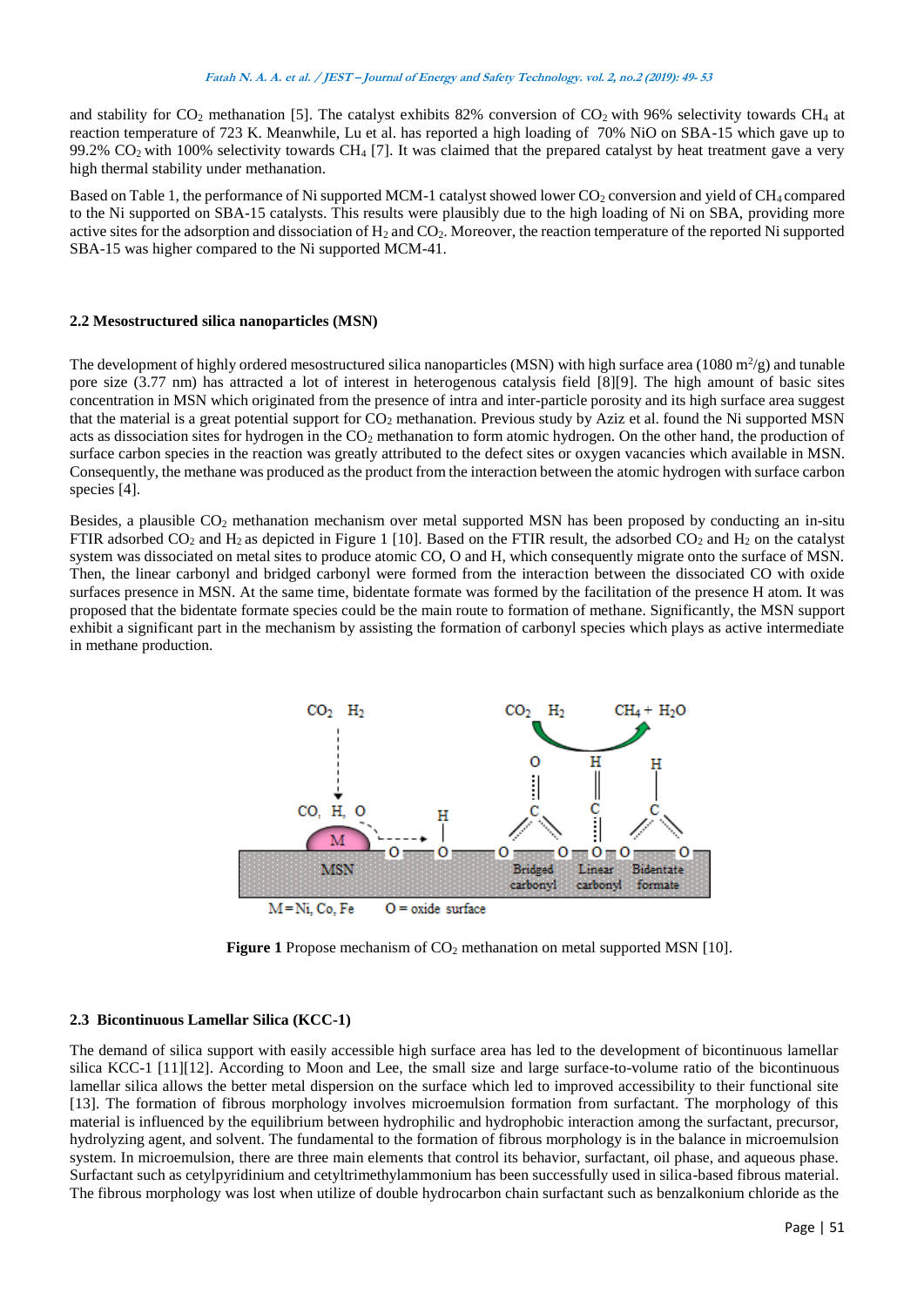and stability for $CO_2$ methanation [5]. The catalyst exhibits 82% conversion of $CO_2$ with 96% selectivity towards $CH_4$ at reaction temperature of 723 K. Meanwhile, Lu et al. has reported a high loading of 70% NiO on SBA-15 which gave up to 99.2% $CO_2$ with 100% selectivity towards $CH_4$ [7]. It was claimed that the prepared catalyst by heat treatment gave a very high thermal stability under methanation.

Based on Table 1, the performance of Ni supported MCM-1 catalyst showed lower $CO_2$ conversion and yield of $CH_4$ compared to the Ni supported on SBA-15 catalysts. This results were plausibly due to the high loading of Ni on SBA, providing more active sites for the adsorption and dissociation of $H_2$ and $CO_2$. Moreover, the reaction temperature of the reported Ni supported SBA-15 was higher compared to the Ni supported MCM-41.

### 2.2 Mesostructured silica nanoparticles (MSN)

The development of highly ordered mesostructured silica nanoparticles (MSN) with high surface area (1080 $m^2/g$) and tunable pore size (3.77 nm) has attracted a lot of interest in heterogenous catalysis field [8][9]. The high amount of basic sites concentration in MSN which originated from the presence of intra and inter-particle porosity and its high surface area suggest that the material is a great potential support for $CO_2$ methanation. Previous study by Aziz et al. found the Ni supported MSN acts as dissociation sites for hydrogen in the $CO_2$ methanation to form atomic hydrogen. On the other hand, the production of surface carbon species in the reaction was greatly attributed to the defect sites or oxygen vacancies which available in MSN. Consequently, the methane was produced as the product from the interaction between the atomic hydrogen with surface carbon species [4].

Besides, a plausible $CO_2$ methanation mechanism over metal supported MSN has been proposed by conducting an in-situ FTIR adsorbed $CO_2$ and $H_2$ as depicted in Figure 1 [10]. Based on the FTIR result, the adsorbed $CO_2$ and $H_2$ on the catalyst system was dissociated on metal sites to produce atomic CO, O and H, which consequently migrate onto the surface of MSN. Then, the linear carbonyl and bridged carbonyl were formed from the interaction between the dissociated CO with oxide surfaces presence in MSN. At the same time, bidentate formate was formed by the facilitation of the presence H atom. It was proposed that the bidentate formate species could be the main route to formation of methane. Significantly, the MSN support exhibit a significant part in the mechanism by assisting the formation of carbonyl species which plays as active intermediate in methane production.

**Figure 1** Propose mechanism of $CO_2$ methanation on metal supported MSN [10].

### 2.3 Bicontinuous Lamellar Silica (KCC-1)

The demand of silica support with easily accessible high surface area has led to the development of bicontinuous lamellar silica KCC-1 [11][12]. According to Moon and Lee, the small size and large surface-to-volume ratio of the bicontinuous lamellar silica allows the better metal dispersion on the surface which led to improved accessibility to their functional site [13]. The formation of fibrous morphology involves microemulsion formation from surfactant. The morphology of this material is influenced by the equilibrium between hydrophilic and hydrophobic interaction among the surfactant, precursor, hydrolyzing agent, and solvent. The fundamental to the formation of fibrous morphology is in the balance in microemulsion system. In microemulsion, there are three main elements that control its behavior, surfactant, oil phase, and aqueous phase. Surfactant such as cetylpyridinium and cetyltrimethylammonium has been successfully used in silica-based fibrous material. The fibrous morphology was lost when utilize of double hydrocarbon chain surfactant such as benzalkonium chloride as the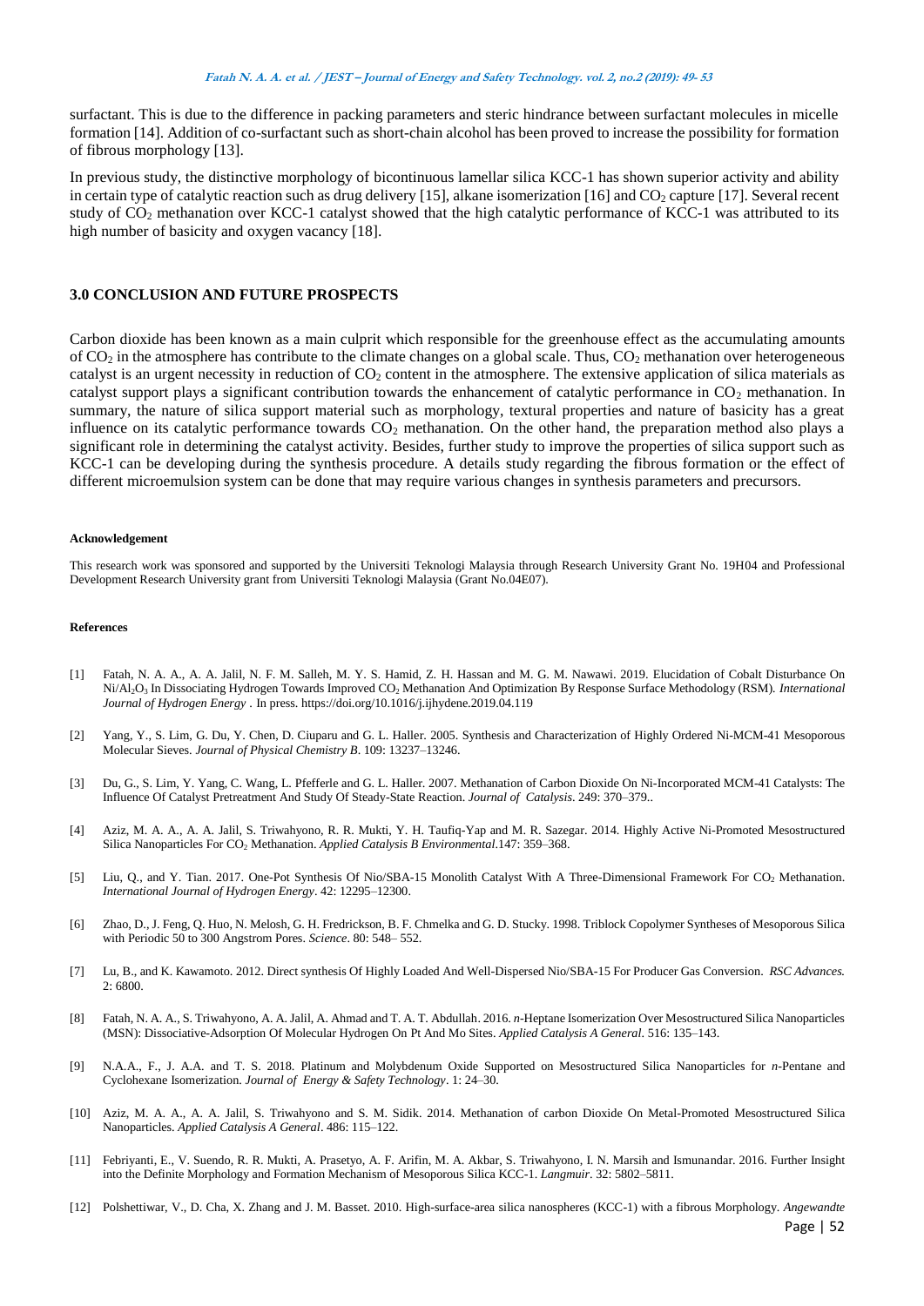surfactant. This is due to the difference in packing parameters and steric hindrance between surfactant molecules in micelle formation [14]. Addition of co-surfactant such as short-chain alcohol has been proved to increase the possibility for formation of fibrous morphology [13].

In previous study, the distinctive morphology of bicontinuous lamellar silica KCC-1 has shown superior activity and ability in certain type of catalytic reaction such as drug delivery [15], alkane isomerization [16] and $CO_2$ capture [17]. Several recent study of $CO_2$ methanation over KCC-1 catalyst showed that the high catalytic performance of KCC-1 was attributed to its high number of basicity and oxygen vacancy [18].

## 3.0 CONCLUSION AND FUTURE PROSPECTS

Carbon dioxide has been known as a main culprit which responsible for the greenhouse effect as the accumulating amounts of $CO_2$ in the atmosphere has contribute to the climate changes on a global scale. Thus, $CO_2$ methanation over heterogeneous catalyst is an urgent necessity in reduction of $CO_2$ content in the atmosphere. The extensive application of silica materials as catalyst support plays a significant contribution towards the enhancement of catalytic performance in $CO_2$ methanation. In summary, the nature of silica support material such as morphology, textural properties and nature of basicity has a great influence on its catalytic performance towards $CO_2$ methanation. On the other hand, the preparation method also plays a significant role in determining the catalyst activity. Besides, further study to improve the properties of silica support such as KCC-1 can be developing during the synthesis procedure. A details study regarding the fibrous formation or the effect of different microemulsion system can be done that may require various changes in synthesis parameters and precursors.

#### Acknowledgement

This research work was sponsored and supported by the Universiti Teknologi Malaysia through Research University Grant No. 19H04 and Professional Development Research University grant from Universiti Teknologi Malaysia (Grant No.04E07).

#### References

[1] Fatah, N. A. A., A. A. Jalil, N. F. M. Salleh, M. Y. S. Hamid, Z. H. Hassan and M. G. M. Nawawi. 2019. Elucidation of Cobalt Disturbance On $Ni/Al_2O_3$ In Dissociating Hydrogen Towards Improved $CO_2$ Methanation And Optimization By Response Surface Methodology (RSM). *International Journal of Hydrogen Energy* . In press. https://doi.org/10.1016/j.ijhydene.2019.04.119

[2] Yang, Y., S. Lim, G. Du, Y. Chen, D. Ciuparu and G. L. Haller. 2005. Synthesis and Characterization of Highly Ordered Ni-MCM-41 Mesoporous Molecular Sieves. *Journal of Physical Chemistry B*. 109: 13237–13246.

[3] Du, G., S. Lim, Y. Yang, C. Wang, L. Pfefferle and G. L. Haller. 2007. Methanation of Carbon Dioxide On Ni-Incorporated MCM-41 Catalysts: The Influence Of Catalyst Pretreatment And Study Of Steady-State Reaction. *Journal of Catalysis*. 249: 370–379..

[4] Aziz, M. A. A., A. A. Jalil, S. Triwahyono, R. R. Mukti, Y. H. Taufiq-Yap and M. R. Sazegar. 2014. Highly Active Ni-Promoted Mesostructured Silica Nanoparticles For $CO_2$ Methanation. *Applied Catalysis B Environmental*.147: 359–368.

[5] Liu, Q., and Y. Tian. 2017. One-Pot Synthesis Of Nio/SBA-15 Monolith Catalyst With A Three-Dimensional Framework For $CO_2$ Methanation. *International Journal of Hydrogen Energy*. 42: 12295–12300.

[6] Zhao, D., J. Feng, Q. Huo, N. Melosh, G. H. Fredrickson, B. F. Chmelka and G. D. Stucky. 1998. Triblock Copolymer Syntheses of Mesoporous Silica with Periodic 50 to 300 Angstrom Pores. *Science*. 80: 548– 552.

[7] Lu, B., and K. Kawamoto. 2012. Direct synthesis Of Highly Loaded And Well-Dispersed Nio/SBA-15 For Producer Gas Conversion. *RSC Advances.* 2: 6800.

[8] Fatah, N. A. A., S. Triwahyono, A. A. Jalil, A. Ahmad and T. A. T. Abdullah. 2016. *n*-Heptane Isomerization Over Mesostructured Silica Nanoparticles (MSN): Dissociative-Adsorption Of Molecular Hydrogen On Pt And Mo Sites. *Applied Catalysis A General*. 516: 135–143.

[9] N.A.A., F., J. A.A. and T. S. 2018. Platinum and Molybdenum Oxide Supported on Mesostructured Silica Nanoparticles for *n*-Pentane and Cyclohexane Isomerization. *Journal of Energy & Safety Technology*. 1: 24–30.

[10] Aziz, M. A. A., A. A. Jalil, S. Triwahyono and S. M. Sidik. 2014. Methanation of carbon Dioxide On Metal-Promoted Mesostructured Silica Nanoparticles. *Applied Catalysis A General*. 486: 115–122.

[11] Febriyanti, E., V. Suendo, R. R. Mukti, A. Prasetyo, A. F. Arifin, M. A. Akbar, S. Triwahyono, I. N. Marsih and Ismunandar. 2016. Further Insight into the Definite Morphology and Formation Mechanism of Mesoporous Silica KCC-1. *Langmuir*. 32: 5802–5811.

[12] Polshettiwar, V., D. Cha, X. Zhang and J. M. Basset. 2010. High-surface-area silica nanospheres (KCC-1) with a fibrous Morphology. *Angewandte*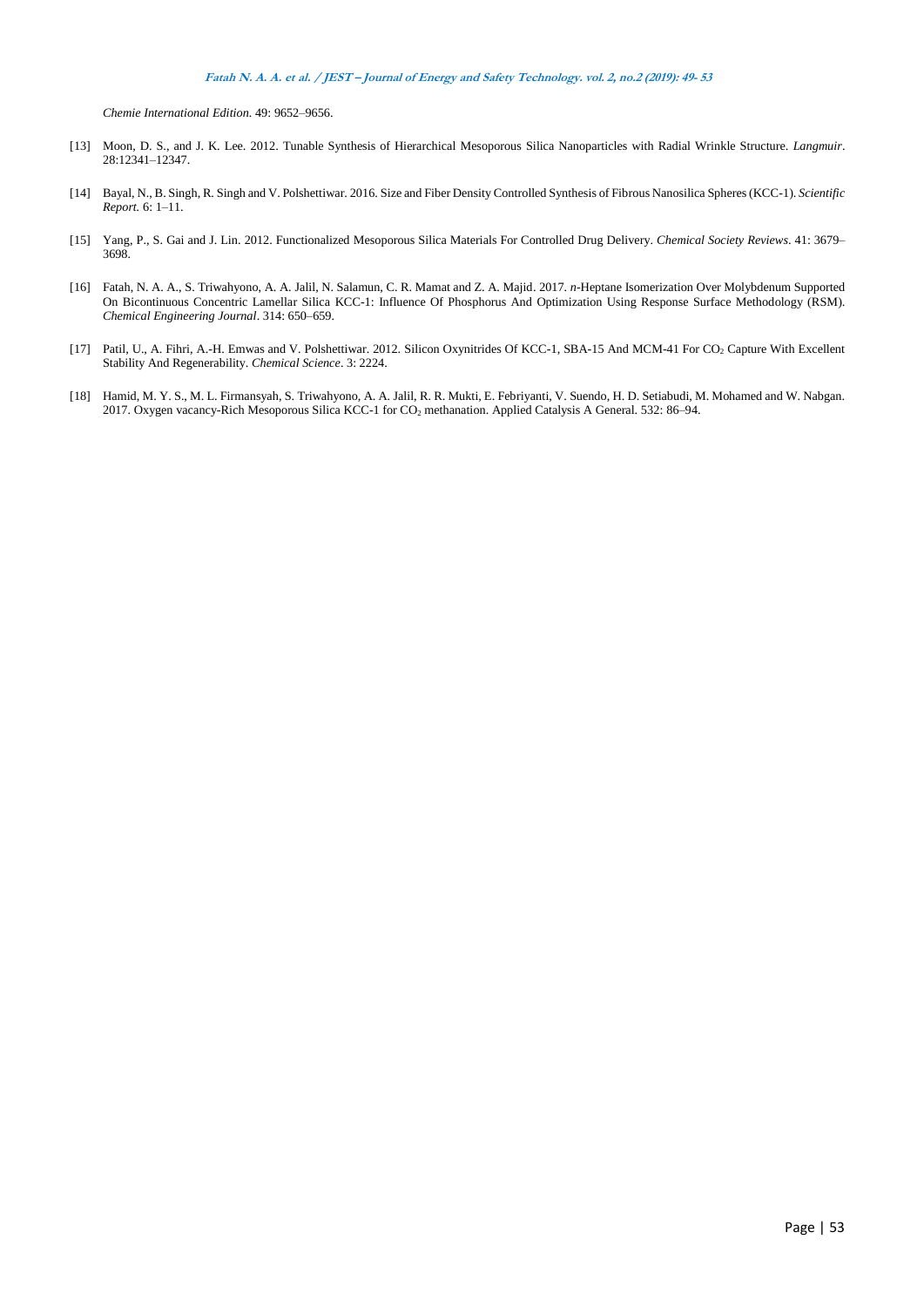*Chemie International Edition.* 49: 9652–9656.

[13] Moon, D. S., and J. K. Lee. 2012. Tunable Synthesis of Hierarchical Mesoporous Silica Nanoparticles with Radial Wrinkle Structure. *Langmuir*. 28:12341–12347.

[14] Bayal, N., B. Singh, R. Singh and V. Polshettiwar. 2016. Size and Fiber Density Controlled Synthesis of Fibrous Nanosilica Spheres (KCC-1). *Scientific Report.* 6: 1–11.

[15] Yang, P., S. Gai and J. Lin. 2012. Functionalized Mesoporous Silica Materials For Controlled Drug Delivery. *Chemical Society Reviews*. 41: 3679–3698.

[16] Fatah, N. A. A., S. Triwahyono, A. A. Jalil, N. Salamun, C. R. Mamat and Z. A. Majid. 2017. *n*-Heptane Isomerization Over Molybdenum Supported On Bicontinuous Concentric Lamellar Silica KCC-1: Influence Of Phosphorus And Optimization Using Response Surface Methodology (RSM). *Chemical Engineering Journal*. 314: 650–659.

[17] Patil, U., A. Fihri, A.-H. Emwas and V. Polshettiwar. 2012. Silicon Oxynitrides Of KCC-1, SBA-15 And MCM-41 For $CO_2$ Capture With Excellent Stability And Regenerability. *Chemical Science*. 3: 2224.

[18] Hamid, M. Y. S., M. L. Firmansyah, S. Triwahyono, A. A. Jalil, R. R. Mukti, E. Febriyanti, V. Suendo, H. D. Setiabudi, M. Mohamed and W. Nabgan. 2017. Oxygen vacancy-Rich Mesoporous Silica KCC-1 for $CO_2$ methanation. Applied Catalysis A General. 532: 86–94.